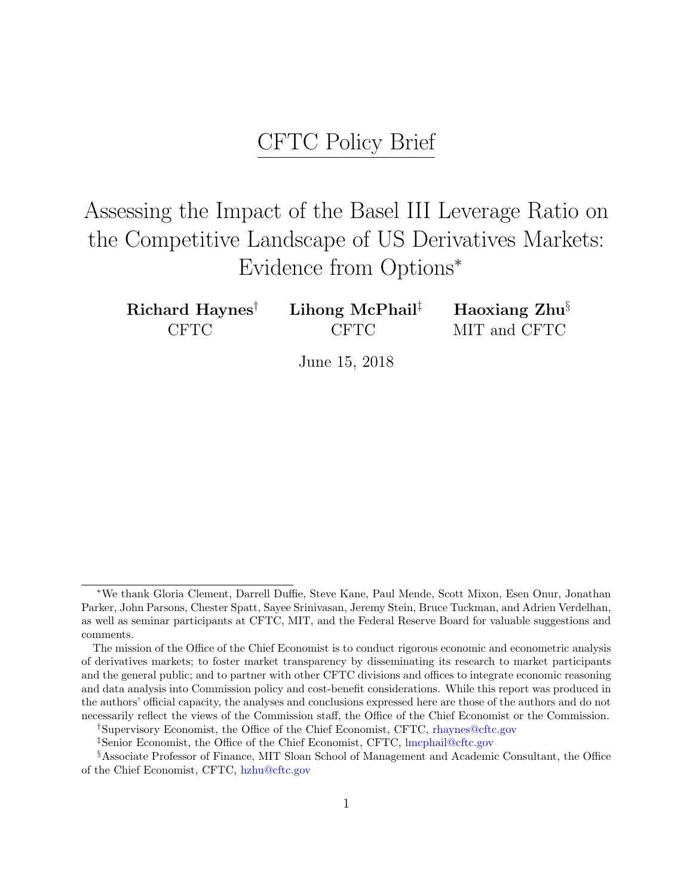CFTC Policy Brief

# Assessing the Impact of the Basel III Leverage Ratio on the Competitive Landscape of US Derivatives Markets: Evidence from Options[*]

**Richard Haynes**[†]
CFTC

**Lihong McPhail**[‡]
CFTC

**Haoxiang Zhu**[§]
MIT and CFTC

June 15, 2018

---

[*] We thank Gloria Clement, Darrell Duffie, Steve Kane, Paul Mende, Scott Mixon, Esen Onur, Jonathan Parker, John Parsons, Chester Spatt, Sayee Srinivasan, Jeremy Stein, Bruce Tuckman, and Adrien Verdelhan, as well as seminar participants at CFTC, MIT, and the Federal Reserve Board for valuable suggestions and comments.

The mission of the Office of the Chief Economist is to conduct rigorous economic and econometric analysis of derivatives markets; to foster market transparency by disseminating its research to market participants and the general public; and to partner with other CFTC divisions and offices to integrate economic reasoning and data analysis into Commission policy and cost-benefit considerations. While this report was produced in the authors' official capacity, the analyses and conclusions expressed here are those of the authors and do not necessarily reflect the views of the Commission staff, the Office of the Chief Economist or the Commission.

[†] Supervisory Economist, the Office of the Chief Economist, CFTC, rhaynes@cftc.gov

[‡] Senior Economist, the Office of the Chief Economist, CFTC, lmcphail@cftc.gov

[§] Associate Professor of Finance, MIT Sloan School of Management and Academic Consultant, the Office of the Chief Economist, CFTC, hzhu@cftc.gov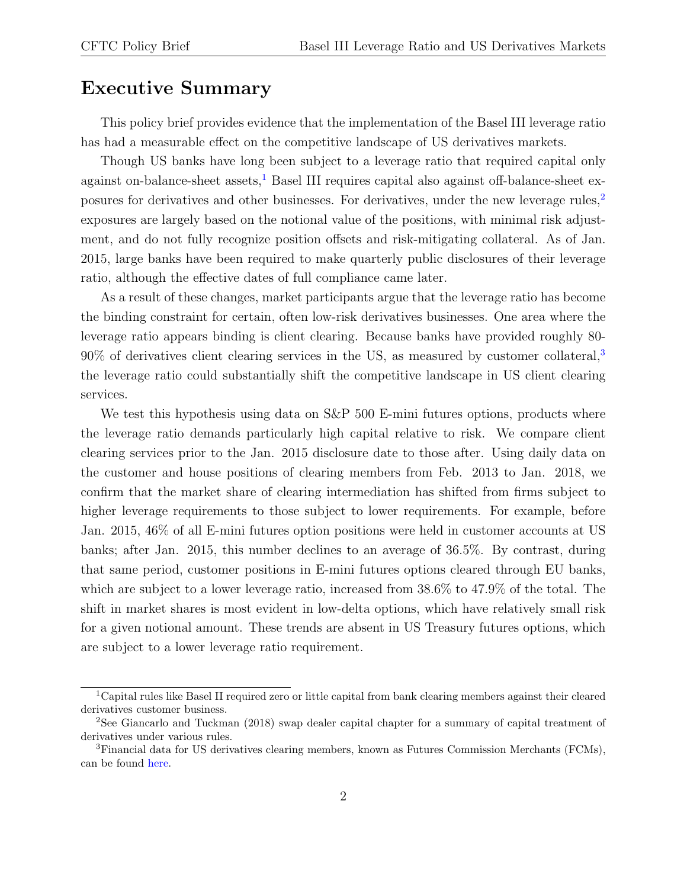# Executive Summary

This policy brief provides evidence that the implementation of the Basel III leverage ratio has had a measurable effect on the competitive landscape of US derivatives markets.

Though US banks have long been subject to a leverage ratio that required capital only against on-balance-sheet assets,[1] Basel III requires capital also against off-balance-sheet exposures for derivatives and other businesses. For derivatives, under the new leverage rules,[2] exposures are largely based on the notional value of the positions, with minimal risk adjustment, and do not fully recognize position offsets and risk-mitigating collateral. As of Jan. 2015, large banks have been required to make quarterly public disclosures of their leverage ratio, although the effective dates of full compliance came later.

As a result of these changes, market participants argue that the leverage ratio has become the binding constraint for certain, often low-risk derivatives businesses. One area where the leverage ratio appears binding is client clearing. Because banks have provided roughly 80-90% of derivatives client clearing services in the US, as measured by customer collateral,[3] the leverage ratio could substantially shift the competitive landscape in US client clearing services.

We test this hypothesis using data on S&P 500 E-mini futures options, products where the leverage ratio demands particularly high capital relative to risk. We compare client clearing services prior to the Jan. 2015 disclosure date to those after. Using daily data on the customer and house positions of clearing members from Feb. 2013 to Jan. 2018, we confirm that the market share of clearing intermediation has shifted from firms subject to higher leverage requirements to those subject to lower requirements. For example, before Jan. 2015, 46% of all E-mini futures option positions were held in customer accounts at US banks; after Jan. 2015, this number declines to an average of 36.5%. By contrast, during that same period, customer positions in E-mini futures options cleared through EU banks, which are subject to a lower leverage ratio, increased from 38.6% to 47.9% of the total. The shift in market shares is most evident in low-delta options, which have relatively small risk for a given notional amount. These trends are absent in US Treasury futures options, which are subject to a lower leverage ratio requirement.

---

[1] Capital rules like Basel II required zero or little capital from bank clearing members against their cleared derivatives customer business.

[2] See Giancarlo and Tuckman (2018) swap dealer capital chapter for a summary of capital treatment of derivatives under various rules.

[3] Financial data for US derivatives clearing members, known as Futures Commission Merchants (FCMs), can be found here.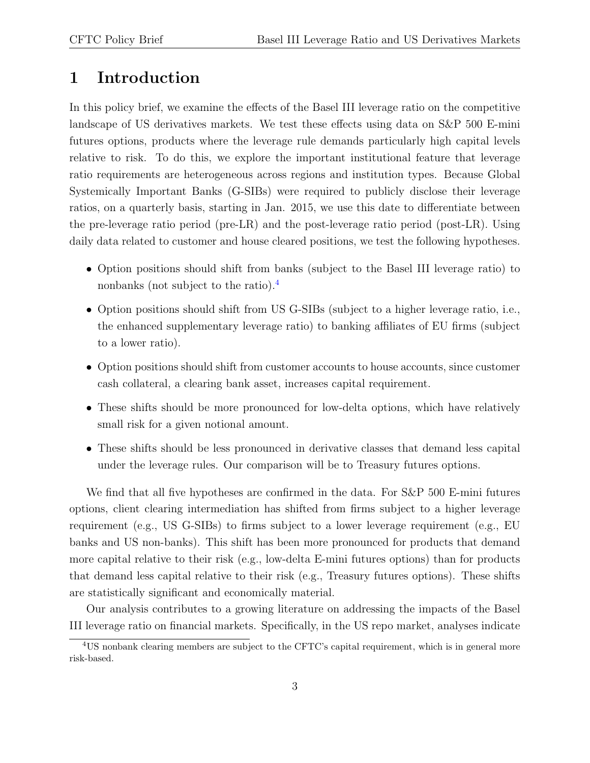# 1 Introduction

In this policy brief, we examine the effects of the Basel III leverage ratio on the competitive landscape of US derivatives markets. We test these effects using data on S&P 500 E-mini futures options, products where the leverage rule demands particularly high capital levels relative to risk. To do this, we explore the important institutional feature that leverage ratio requirements are heterogeneous across regions and institution types. Because Global Systemically Important Banks (G-SIBs) were required to publicly disclose their leverage ratios, on a quarterly basis, starting in Jan. 2015, we use this date to differentiate between the pre-leverage ratio period (pre-LR) and the post-leverage ratio period (post-LR). Using daily data related to customer and house cleared positions, we test the following hypotheses.

- Option positions should shift from banks (subject to the Basel III leverage ratio) to nonbanks (not subject to the ratio).[4]
- Option positions should shift from US G-SIBs (subject to a higher leverage ratio, i.e., the enhanced supplementary leverage ratio) to banking affiliates of EU firms (subject to a lower ratio).
- Option positions should shift from customer accounts to house accounts, since customer cash collateral, a clearing bank asset, increases capital requirement.
- These shifts should be more pronounced for low-delta options, which have relatively small risk for a given notional amount.
- These shifts should be less pronounced in derivative classes that demand less capital under the leverage rules. Our comparison will be to Treasury futures options.

We find that all five hypotheses are confirmed in the data. For S&P 500 E-mini futures options, client clearing intermediation has shifted from firms subject to a higher leverage requirement (e.g., US G-SIBs) to firms subject to a lower leverage requirement (e.g., EU banks and US non-banks). This shift has been more pronounced for products that demand more capital relative to their risk (e.g., low-delta E-mini futures options) than for products that demand less capital relative to their risk (e.g., Treasury futures options). These shifts are statistically significant and economically material.

Our analysis contributes to a growing literature on addressing the impacts of the Basel III leverage ratio on financial markets. Specifically, in the US repo market, analyses indicate

[4] US nonbank clearing members are subject to the CFTC's capital requirement, which is in general more risk-based.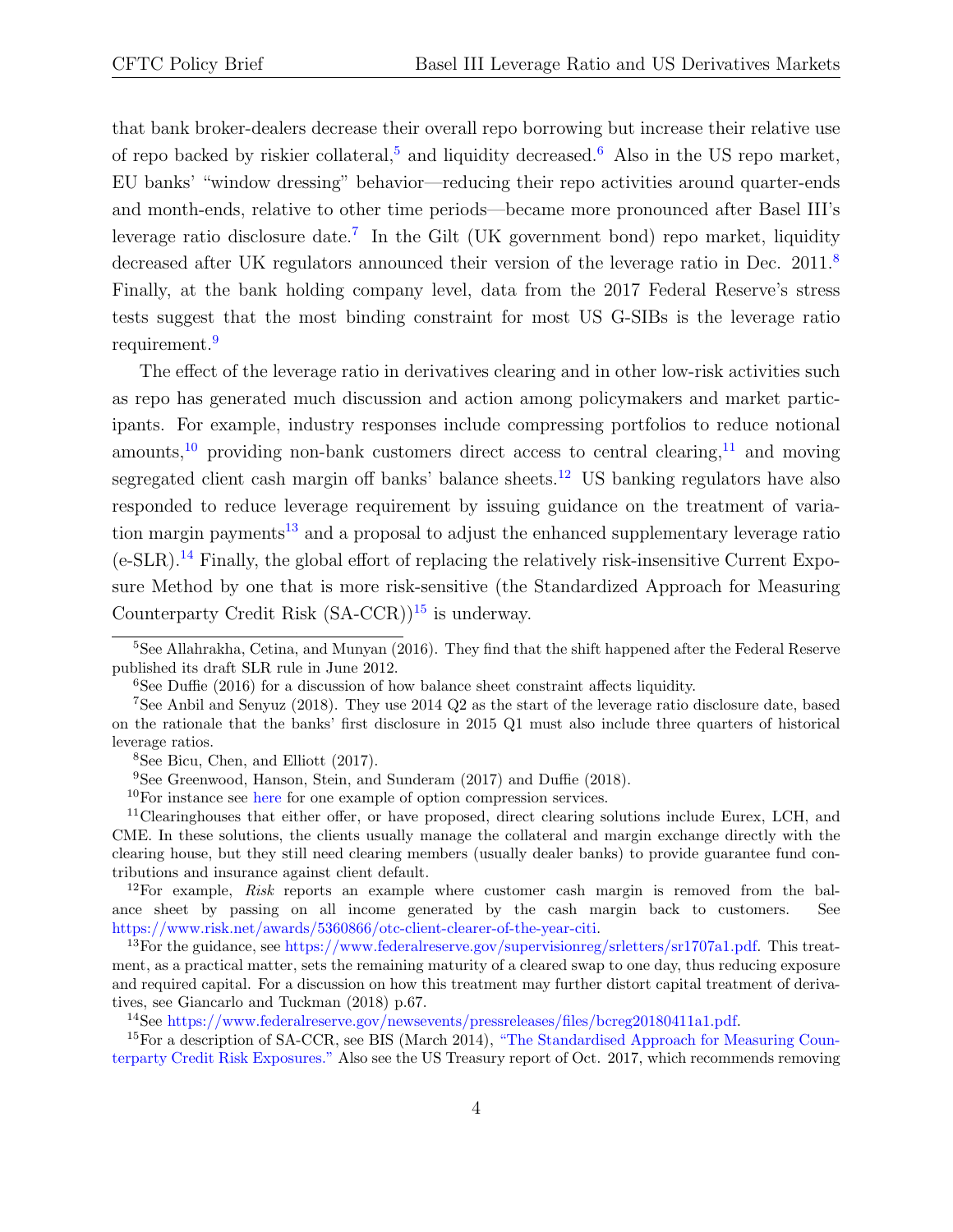that bank broker-dealers decrease their overall repo borrowing but increase their relative use of repo backed by riskier collateral,[5] and liquidity decreased.[6] Also in the US repo market, EU banks' "window dressing" behavior—reducing their repo activities around quarter-ends and month-ends, relative to other time periods—became more pronounced after Basel III's leverage ratio disclosure date.[7] In the Gilt (UK government bond) repo market, liquidity decreased after UK regulators announced their version of the leverage ratio in Dec. 2011.[8] Finally, at the bank holding company level, data from the 2017 Federal Reserve's stress tests suggest that the most binding constraint for most US G-SIBs is the leverage ratio requirement.[9]

The effect of the leverage ratio in derivatives clearing and in other low-risk activities such as repo has generated much discussion and action among policymakers and market participants. For example, industry responses include compressing portfolios to reduce notional amounts,[10] providing non-bank customers direct access to central clearing,[11] and moving segregated client cash margin off banks' balance sheets.[12] US banking regulators have also responded to reduce leverage requirement by issuing guidance on the treatment of variation margin payments[13] and a proposal to adjust the enhanced supplementary leverage ratio (e-SLR).[14] Finally, the global effort of replacing the relatively risk-insensitive Current Exposure Method by one that is more risk-sensitive (the Standardized Approach for Measuring Counterparty Credit Risk (SA-CCR))[15] is underway.

---

[5] See Allahrakha, Cetina, and Munyan (2016). They find that the shift happened after the Federal Reserve published its draft SLR rule in June 2012.

[6] See Duffie (2016) for a discussion of how balance sheet constraint affects liquidity.

[7] See Anbil and Senyuz (2018). They use 2014 Q2 as the start of the leverage ratio disclosure date, based on the rationale that the banks' first disclosure in 2015 Q1 must also include three quarters of historical leverage ratios.

[8] See Bicu, Chen, and Elliott (2017).

[9] See Greenwood, Hanson, Stein, and Sunderam (2017) and Duffie (2018).

[10] For instance see here for one example of option compression services.

[11] Clearinghouses that either offer, or have proposed, direct clearing solutions include Eurex, LCH, and CME. In these solutions, the clients usually manage the collateral and margin exchange directly with the clearing house, but they still need clearing members (usually dealer banks) to provide guarantee fund contributions and insurance against client default.

[12] For example, *Risk* reports an example where customer cash margin is removed from the balance sheet by passing on all income generated by the cash margin back to customers. See https://www.risk.net/awards/5360866/otc-client-clearer-of-the-year-citi.

[13] For the guidance, see https://www.federalreserve.gov/supervisionreg/srletters/sr1707a1.pdf. This treatment, as a practical matter, sets the remaining maturity of a cleared swap to one day, thus reducing exposure and required capital. For a discussion on how this treatment may further distort capital treatment of derivatives, see Giancarlo and Tuckman (2018) p.67.

[14] See https://www.federalreserve.gov/newsevents/pressreleases/files/bcreg20180411a1.pdf.

[15] For a description of SA-CCR, see BIS (March 2014), "The Standardised Approach for Measuring Counterparty Credit Risk Exposures." Also see the US Treasury report of Oct. 2017, which recommends removing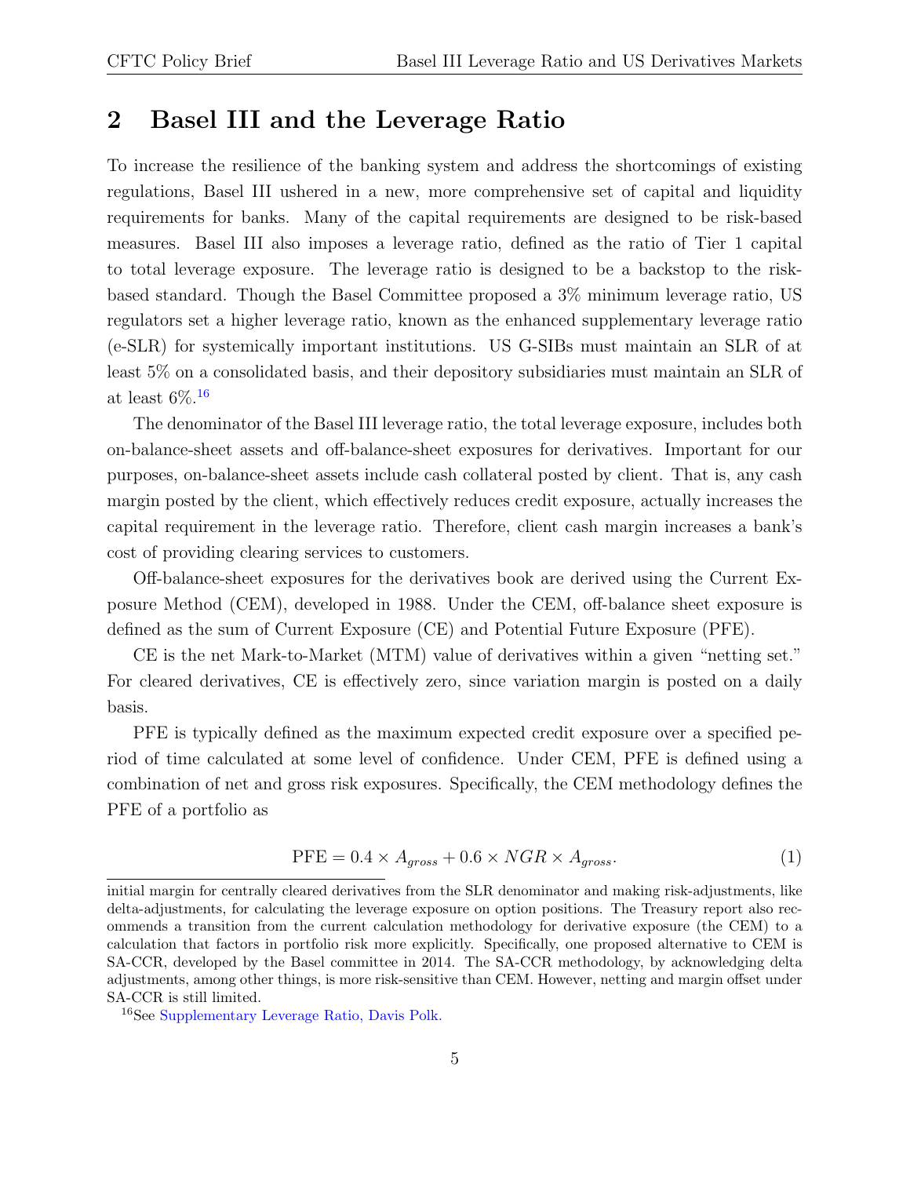## 2 Basel III and the Leverage Ratio

To increase the resilience of the banking system and address the shortcomings of existing regulations, Basel III ushered in a new, more comprehensive set of capital and liquidity requirements for banks. Many of the capital requirements are designed to be risk-based measures. Basel III also imposes a leverage ratio, defined as the ratio of Tier 1 capital to total leverage exposure. The leverage ratio is designed to be a backstop to the risk-based standard. Though the Basel Committee proposed a 3% minimum leverage ratio, US regulators set a higher leverage ratio, known as the enhanced supplementary leverage ratio (e-SLR) for systemically important institutions. US G-SIBs must maintain an SLR of at least 5% on a consolidated basis, and their depository subsidiaries must maintain an SLR of at least 6%.[16]

The denominator of the Basel III leverage ratio, the total leverage exposure, includes both on-balance-sheet assets and off-balance-sheet exposures for derivatives. Important for our purposes, on-balance-sheet assets include cash collateral posted by client. That is, any cash margin posted by the client, which effectively reduces credit exposure, actually increases the capital requirement in the leverage ratio. Therefore, client cash margin increases a bank's cost of providing clearing services to customers.

Off-balance-sheet exposures for the derivatives book are derived using the Current Exposure Method (CEM), developed in 1988. Under the CEM, off-balance sheet exposure is defined as the sum of Current Exposure (CE) and Potential Future Exposure (PFE).

CE is the net Mark-to-Market (MTM) value of derivatives within a given "netting set." For cleared derivatives, CE is effectively zero, since variation margin is posted on a daily basis.

PFE is typically defined as the maximum expected credit exposure over a specified period of time calculated at some level of confidence. Under CEM, PFE is defined using a combination of net and gross risk exposures. Specifically, the CEM methodology defines the PFE of a portfolio as

$$\text{PFE} = 0.4 \times A_{gross} + 0.6 \times NGR \times A_{gross}. \tag{1}$$

initial margin for centrally cleared derivatives from the SLR denominator and making risk-adjustments, like delta-adjustments, for calculating the leverage exposure on option positions. The Treasury report also recommends a transition from the current calculation methodology for derivative exposure (the CEM) to a calculation that factors in portfolio risk more explicitly. Specifically, one proposed alternative to CEM is SA-CCR, developed by the Basel committee in 2014. The SA-CCR methodology, by acknowledging delta adjustments, among other things, is more risk-sensitive than CEM. However, netting and margin offset under SA-CCR is still limited.

[16] See Supplementary Leverage Ratio, Davis Polk.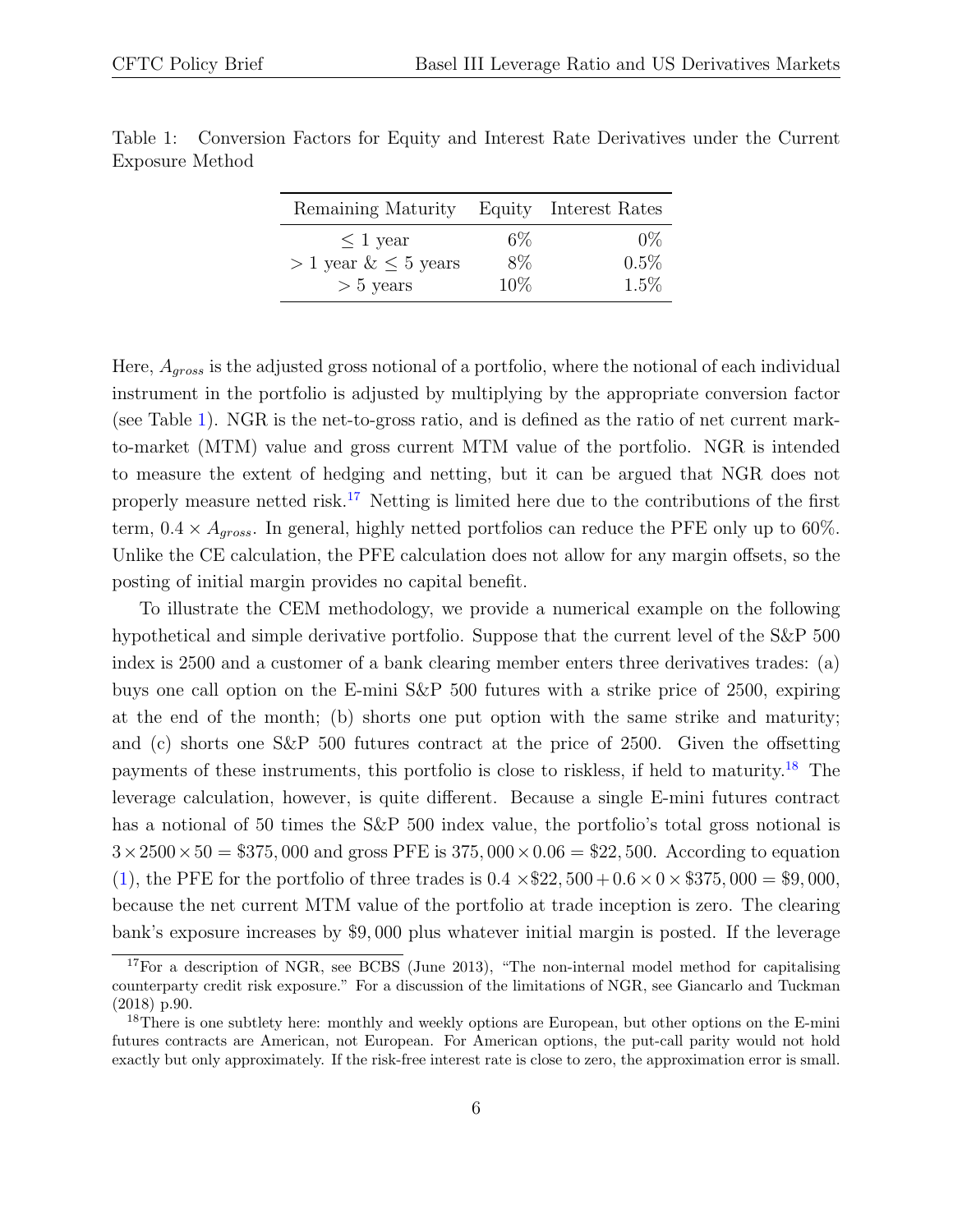Table 1: Conversion Factors for Equity and Interest Rate Derivatives under the Current Exposure Method

| Remaining Maturity | Equity | Interest Rates |
|---|---|---|
| $\leq 1$ year | 6% | 0% |
| $> 1$ year & $\leq 5$ years | 8% | 0.5% |
| $> 5$ years | 10% | 1.5% |

Here, $A_{gross}$ is the adjusted gross notional of a portfolio, where the notional of each individual instrument in the portfolio is adjusted by multiplying by the appropriate conversion factor (see Table 1). NGR is the net-to-gross ratio, and is defined as the ratio of net current mark-to-market (MTM) value and gross current MTM value of the portfolio. NGR is intended to measure the extent of hedging and netting, but it can be argued that NGR does not properly measure netted risk.[17] Netting is limited here due to the contributions of the first term, $0.4 \times A_{gross}$. In general, highly netted portfolios can reduce the PFE only up to 60%. Unlike the CE calculation, the PFE calculation does not allow for any margin offsets, so the posting of initial margin provides no capital benefit.

To illustrate the CEM methodology, we provide a numerical example on the following hypothetical and simple derivative portfolio. Suppose that the current level of the S&P 500 index is 2500 and a customer of a bank clearing member enters three derivatives trades: (a) buys one call option on the E-mini S&P 500 futures with a strike price of 2500, expiring at the end of the month; (b) shorts one put option with the same strike and maturity; and (c) shorts one S&P 500 futures contract at the price of 2500. Given the offsetting payments of these instruments, this portfolio is close to riskless, if held to maturity.[18] The leverage calculation, however, is quite different. Because a single E-mini futures contract has a notional of 50 times the S&P 500 index value, the portfolio's total gross notional is $3 \times 2500 \times 50 = \$375,000$ and gross PFE is $375,000 \times 0.06 = \$22,500$. According to equation (1), the PFE for the portfolio of three trades is $0.4 \times \$22,500 + 0.6 \times 0 \times \$375,000 = \$9,000$, because the net current MTM value of the portfolio at trade inception is zero. The clearing bank's exposure increases by $\$9,000$ plus whatever initial margin is posted. If the leverage

[17] For a description of NGR, see BCBS (June 2013), "The non-internal model method for capitalising counterparty credit risk exposure." For a discussion of the limitations of NGR, see Giancarlo and Tuckman (2018) p.90.

[18] There is one subtlety here: monthly and weekly options are European, but other options on the E-mini futures contracts are American, not European. For American options, the put-call parity would not hold exactly but only approximately. If the risk-free interest rate is close to zero, the approximation error is small.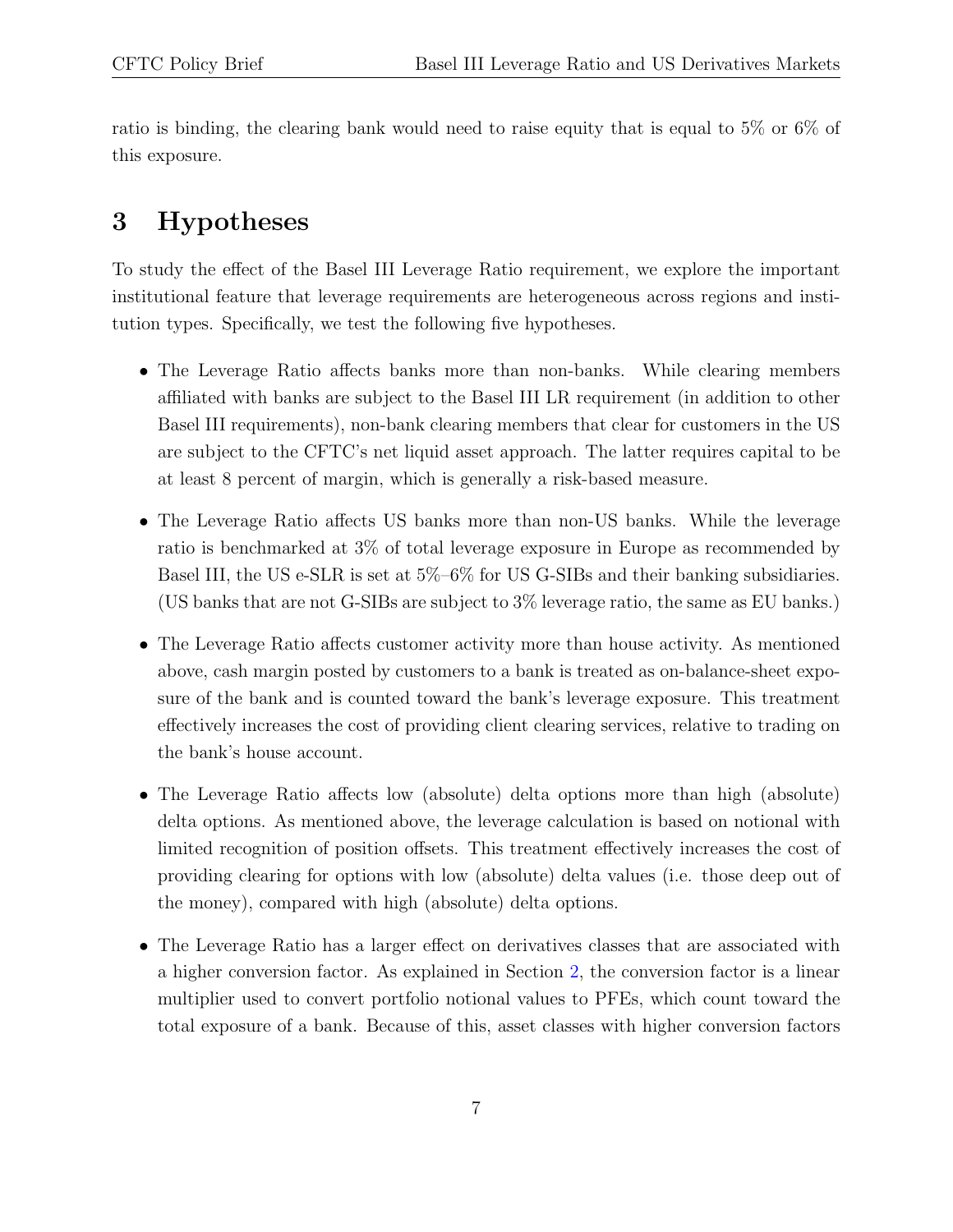ratio is binding, the clearing bank would need to raise equity that is equal to 5% or 6% of this exposure.

# 3 Hypotheses

To study the effect of the Basel III Leverage Ratio requirement, we explore the important institutional feature that leverage requirements are heterogeneous across regions and institution types. Specifically, we test the following five hypotheses.

- The Leverage Ratio affects banks more than non-banks. While clearing members affiliated with banks are subject to the Basel III LR requirement (in addition to other Basel III requirements), non-bank clearing members that clear for customers in the US are subject to the CFTC's net liquid asset approach. The latter requires capital to be at least 8 percent of margin, which is generally a risk-based measure.
- The Leverage Ratio affects US banks more than non-US banks. While the leverage ratio is benchmarked at 3% of total leverage exposure in Europe as recommended by Basel III, the US e-SLR is set at 5%–6% for US G-SIBs and their banking subsidiaries. (US banks that are not G-SIBs are subject to 3% leverage ratio, the same as EU banks.)
- The Leverage Ratio affects customer activity more than house activity. As mentioned above, cash margin posted by customers to a bank is treated as on-balance-sheet exposure of the bank and is counted toward the bank's leverage exposure. This treatment effectively increases the cost of providing client clearing services, relative to trading on the bank's house account.
- The Leverage Ratio affects low (absolute) delta options more than high (absolute) delta options. As mentioned above, the leverage calculation is based on notional with limited recognition of position offsets. This treatment effectively increases the cost of providing clearing for options with low (absolute) delta values (i.e. those deep out of the money), compared with high (absolute) delta options.
- The Leverage Ratio has a larger effect on derivatives classes that are associated with a higher conversion factor. As explained in Section 2, the conversion factor is a linear multiplier used to convert portfolio notional values to PFEs, which count toward the total exposure of a bank. Because of this, asset classes with higher conversion factors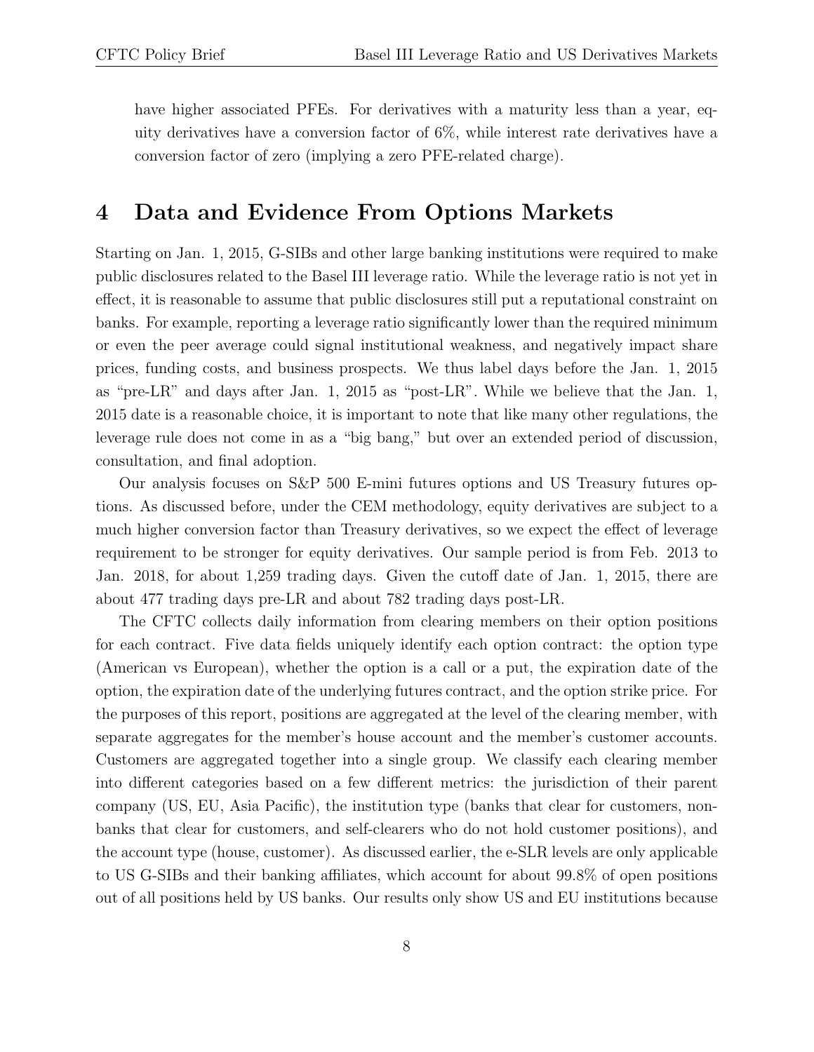have higher associated PFEs. For derivatives with a maturity less than a year, equity derivatives have a conversion factor of 6%, while interest rate derivatives have a conversion factor of zero (implying a zero PFE-related charge).

# 4 Data and Evidence From Options Markets

Starting on Jan. 1, 2015, G-SIBs and other large banking institutions were required to make public disclosures related to the Basel III leverage ratio. While the leverage ratio is not yet in effect, it is reasonable to assume that public disclosures still put a reputational constraint on banks. For example, reporting a leverage ratio significantly lower than the required minimum or even the peer average could signal institutional weakness, and negatively impact share prices, funding costs, and business prospects. We thus label days before the Jan. 1, 2015 as "pre-LR" and days after Jan. 1, 2015 as "post-LR". While we believe that the Jan. 1, 2015 date is a reasonable choice, it is important to note that like many other regulations, the leverage rule does not come in as a "big bang," but over an extended period of discussion, consultation, and final adoption.

Our analysis focuses on S&P 500 E-mini futures options and US Treasury futures options. As discussed before, under the CEM methodology, equity derivatives are subject to a much higher conversion factor than Treasury derivatives, so we expect the effect of leverage requirement to be stronger for equity derivatives. Our sample period is from Feb. 2013 to Jan. 2018, for about 1,259 trading days. Given the cutoff date of Jan. 1, 2015, there are about 477 trading days pre-LR and about 782 trading days post-LR.

The CFTC collects daily information from clearing members on their option positions for each contract. Five data fields uniquely identify each option contract: the option type (American vs European), whether the option is a call or a put, the expiration date of the option, the expiration date of the underlying futures contract, and the option strike price. For the purposes of this report, positions are aggregated at the level of the clearing member, with separate aggregates for the member's house account and the member's customer accounts. Customers are aggregated together into a single group. We classify each clearing member into different categories based on a few different metrics: the jurisdiction of their parent company (US, EU, Asia Pacific), the institution type (banks that clear for customers, non-banks that clear for customers, and self-clearers who do not hold customer positions), and the account type (house, customer). As discussed earlier, the e-SLR levels are only applicable to US G-SIBs and their banking affiliates, which account for about 99.8% of open positions out of all positions held by US banks. Our results only show US and EU institutions because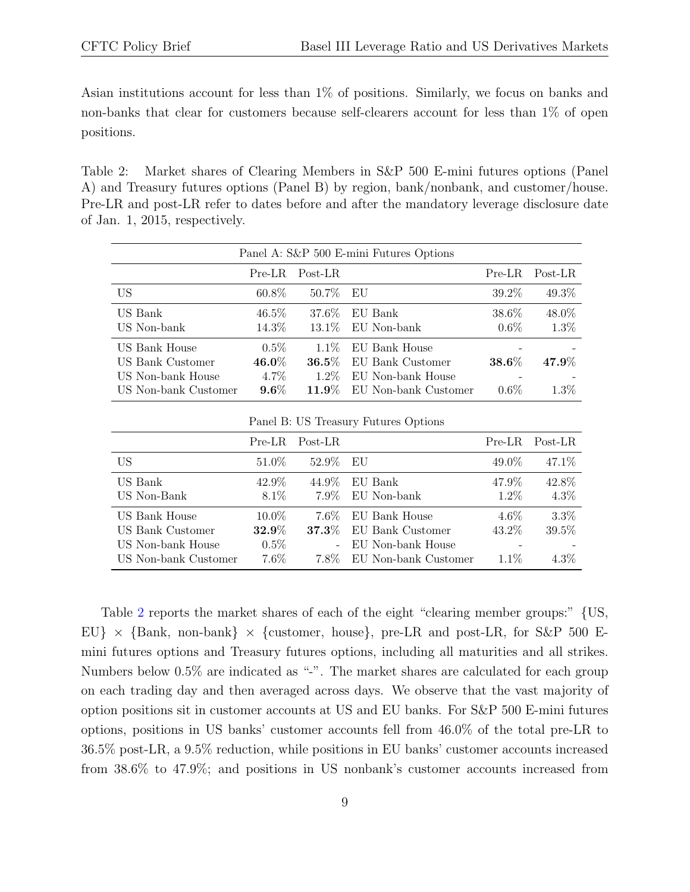Asian institutions account for less than 1% of positions. Similarly, we focus on banks and non-banks that clear for customers because self-clearers account for less than 1% of open positions.

Table 2: Market shares of Clearing Members in S&P 500 E-mini futures options (Panel A) and Treasury futures options (Panel B) by region, bank/nonbank, and customer/house. Pre-LR and post-LR refer to dates before and after the mandatory leverage disclosure date of Jan. 1, 2015, respectively.

| Panel A: S&P 500 E-mini Futures Options | | | | | |
|---|---|---|---|---|---|
| | Pre-LR | Post-LR | | Pre-LR | Post-LR |
| US | 60.8% | 50.7% | EU | 39.2% | 49.3% |
| US Bank | 46.5% | 37.6% | EU Bank | 38.6% | 48.0% |
| US Non-bank | 14.3% | 13.1% | EU Non-bank | 0.6% | 1.3% |
| US Bank House | 0.5% | 1.1% | EU Bank House | - | - |
| US Bank Customer | **46.0%** | **36.5%** | EU Bank Customer | **38.6%** | **47.9%** |
| US Non-bank House | 4.7% | 1.2% | EU Non-bank House | - | - |
| US Non-bank Customer | **9.6%** | **11.9%** | EU Non-bank Customer | 0.6% | 1.3% |

| Panel B: US Treasury Futures Options | | | | | |
|---|---|---|---|---|---|
| | Pre-LR | Post-LR | | Pre-LR | Post-LR |
| US | 51.0% | 52.9% | EU | 49.0% | 47.1% |
| US Bank | 42.9% | 44.9% | EU Bank | 47.9% | 42.8% |
| US Non-Bank | 8.1% | 7.9% | EU Non-bank | 1.2% | 4.3% |
| US Bank House | 10.0% | 7.6% | EU Bank House | 4.6% | 3.3% |
| US Bank Customer | **32.9%** | **37.3%** | EU Bank Customer | 43.2% | 39.5% |
| US Non-bank House | 0.5% | - | EU Non-bank House | - | - |
| US Non-bank Customer | 7.6% | 7.8% | EU Non-bank Customer | 1.1% | 4.3% |

Table 2 reports the market shares of each of the eight "clearing member groups:" {US, EU} × {Bank, non-bank} × {customer, house}, pre-LR and post-LR, for S&P 500 E-mini futures options and Treasury futures options, including all maturities and all strikes. Numbers below 0.5% are indicated as "-". The market shares are calculated for each group on each trading day and then averaged across days. We observe that the vast majority of option positions sit in customer accounts at US and EU banks. For S&P 500 E-mini futures options, positions in US banks' customer accounts fell from 46.0% of the total pre-LR to 36.5% post-LR, a 9.5% reduction, while positions in EU banks' customer accounts increased from 38.6% to 47.9%; and positions in US nonbank's customer accounts increased from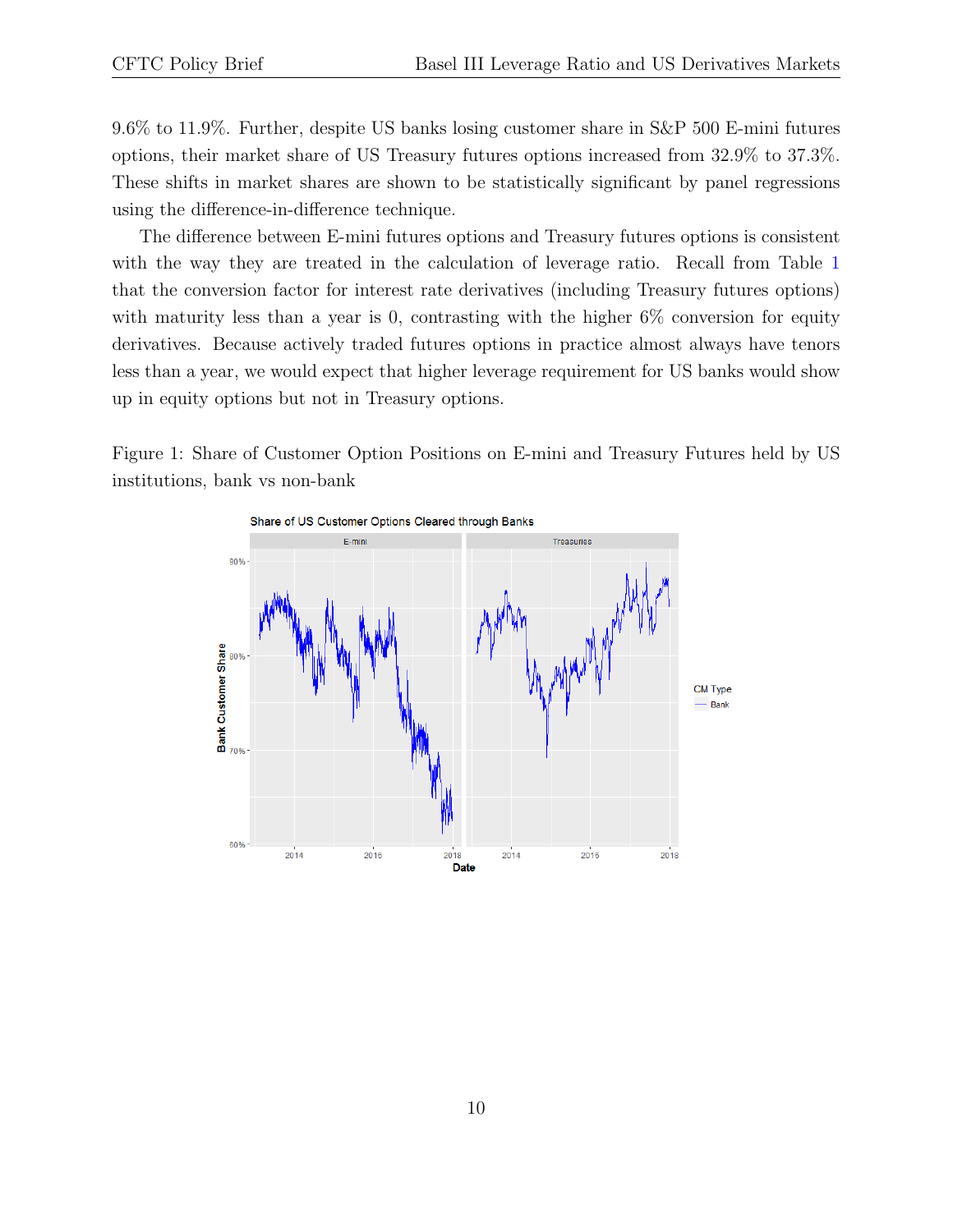9.6% to 11.9%. Further, despite US banks losing customer share in S&P 500 E-mini futures options, their market share of US Treasury futures options increased from 32.9% to 37.3%. These shifts in market shares are shown to be statistically significant by panel regressions using the difference-in-difference technique.

The difference between E-mini futures options and Treasury futures options is consistent with the way they are treated in the calculation of leverage ratio. Recall from Table 1 that the conversion factor for interest rate derivatives (including Treasury futures options) with maturity less than a year is 0, contrasting with the higher 6% conversion for equity derivatives. Because actively traded futures options in practice almost always have tenors less than a year, we would expect that higher leverage requirement for US banks would show up in equity options but not in Treasury options.

Figure 1: Share of Customer Option Positions on E-mini and Treasury Futures held by US institutions, bank vs non-bank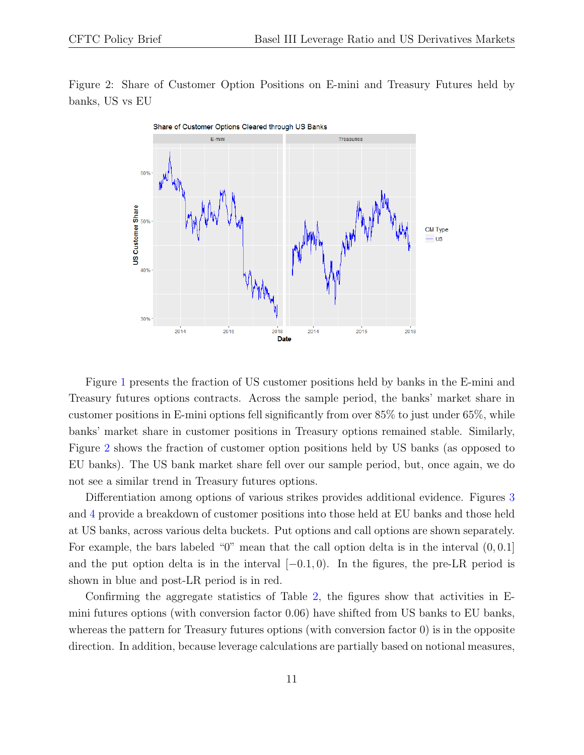Figure 2: Share of Customer Option Positions on E-mini and Treasury Futures held by banks, US vs EU

Figure 1 presents the fraction of US customer positions held by banks in the E-mini and Treasury futures options contracts. Across the sample period, the banks' market share in customer positions in E-mini options fell significantly from over 85% to just under 65%, while banks' market share in customer positions in Treasury options remained stable. Similarly, Figure 2 shows the fraction of customer option positions held by US banks (as opposed to EU banks). The US bank market share fell over our sample period, but, once again, we do not see a similar trend in Treasury futures options.

Differentiation among options of various strikes provides additional evidence. Figures 3 and 4 provide a breakdown of customer positions into those held at EU banks and those held at US banks, across various delta buckets. Put options and call options are shown separately. For example, the bars labeled "0" mean that the call option delta is in the interval $(0, 0.1]$ and the put option delta is in the interval $[-0.1, 0)$. In the figures, the pre-LR period is shown in blue and post-LR period is in red.

Confirming the aggregate statistics of Table 2, the figures show that activities in E-mini futures options (with conversion factor 0.06) have shifted from US banks to EU banks, whereas the pattern for Treasury futures options (with conversion factor 0) is in the opposite direction. In addition, because leverage calculations are partially based on notional measures,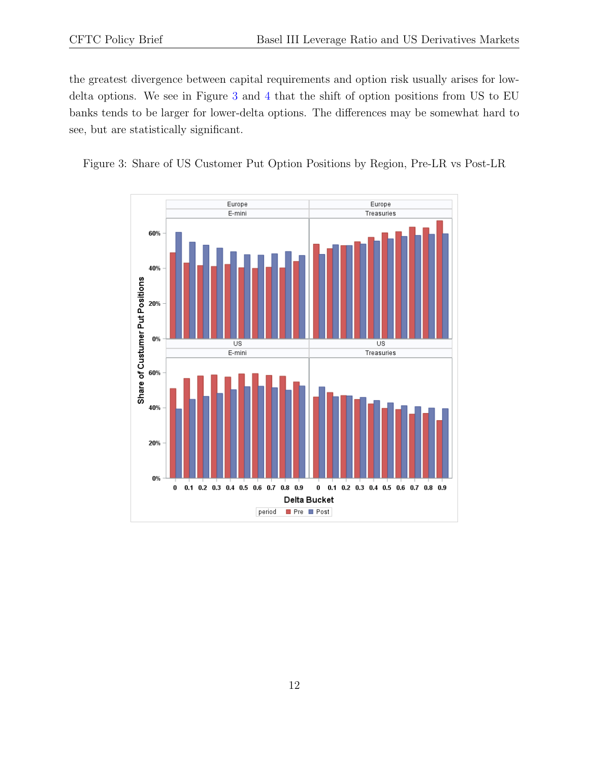the greatest divergence between capital requirements and option risk usually arises for low-delta options. We see in Figure 3 and 4 that the shift of option positions from US to EU banks tends to be larger for lower-delta options. The differences may be somewhat hard to see, but are statistically significant.

Figure 3: Share of US Customer Put Option Positions by Region, Pre-LR vs Post-LR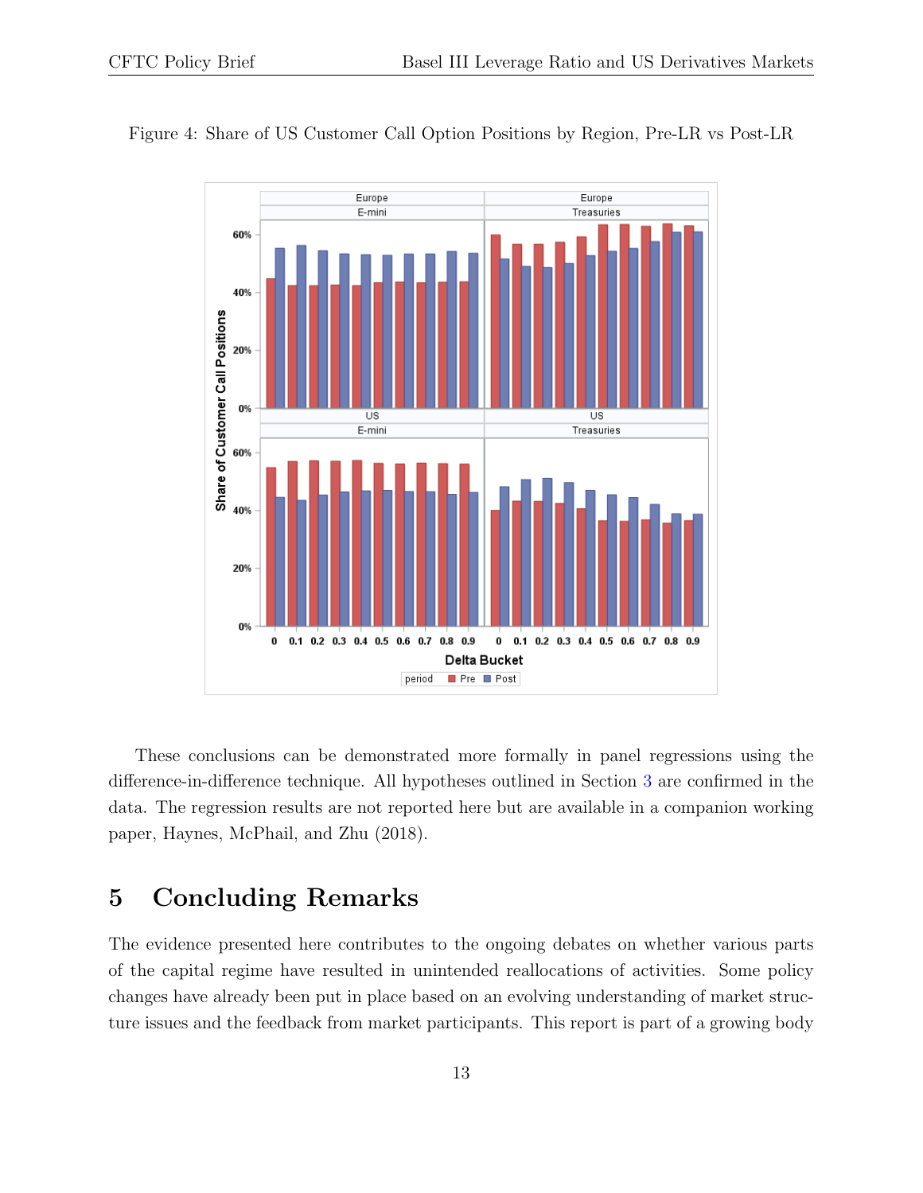Figure 4: Share of US Customer Call Option Positions by Region, Pre-LR vs Post-LR

These conclusions can be demonstrated more formally in panel regressions using the difference-in-difference technique. All hypotheses outlined in Section 3 are confirmed in the data. The regression results are not reported here but are available in a companion working paper, Haynes, McPhail, and Zhu (2018).

# 5 Concluding Remarks

The evidence presented here contributes to the ongoing debates on whether various parts of the capital regime have resulted in unintended reallocations of activities. Some policy changes have already been put in place based on an evolving understanding of market structure issues and the feedback from market participants. This report is part of a growing body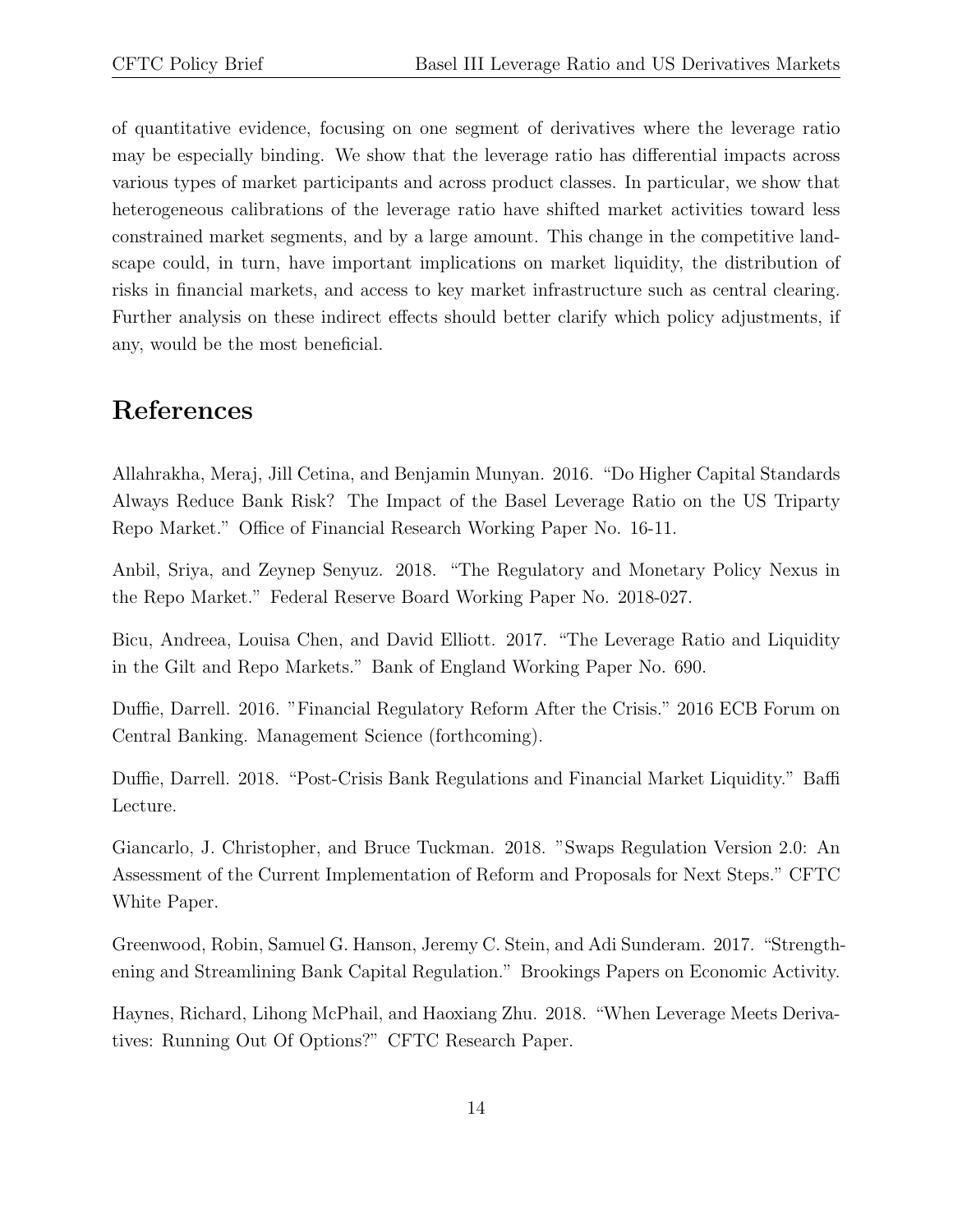of quantitative evidence, focusing on one segment of derivatives where the leverage ratio may be especially binding. We show that the leverage ratio has differential impacts across various types of market participants and across product classes. In particular, we show that heterogeneous calibrations of the leverage ratio have shifted market activities toward less constrained market segments, and by a large amount. This change in the competitive landscape could, in turn, have important implications on market liquidity, the distribution of risks in financial markets, and access to key market infrastructure such as central clearing. Further analysis on these indirect effects should better clarify which policy adjustments, if any, would be the most beneficial.

# References

Allahrakha, Meraj, Jill Cetina, and Benjamin Munyan. 2016. "Do Higher Capital Standards Always Reduce Bank Risk? The Impact of the Basel Leverage Ratio on the US Triparty Repo Market." Office of Financial Research Working Paper No. 16-11.

Anbil, Sriya, and Zeynep Senyuz. 2018. "The Regulatory and Monetary Policy Nexus in the Repo Market." Federal Reserve Board Working Paper No. 2018-027.

Bicu, Andreea, Louisa Chen, and David Elliott. 2017. "The Leverage Ratio and Liquidity in the Gilt and Repo Markets." Bank of England Working Paper No. 690.

Duffie, Darrell. 2016. "Financial Regulatory Reform After the Crisis." 2016 ECB Forum on Central Banking. Management Science (forthcoming).

Duffie, Darrell. 2018. "Post-Crisis Bank Regulations and Financial Market Liquidity." Baffi Lecture.

Giancarlo, J. Christopher, and Bruce Tuckman. 2018. "Swaps Regulation Version 2.0: An Assessment of the Current Implementation of Reform and Proposals for Next Steps." CFTC White Paper.

Greenwood, Robin, Samuel G. Hanson, Jeremy C. Stein, and Adi Sunderam. 2017. "Strengthening and Streamlining Bank Capital Regulation." Brookings Papers on Economic Activity.

Haynes, Richard, Lihong McPhail, and Haoxiang Zhu. 2018. "When Leverage Meets Derivatives: Running Out Of Options?" CFTC Research Paper.